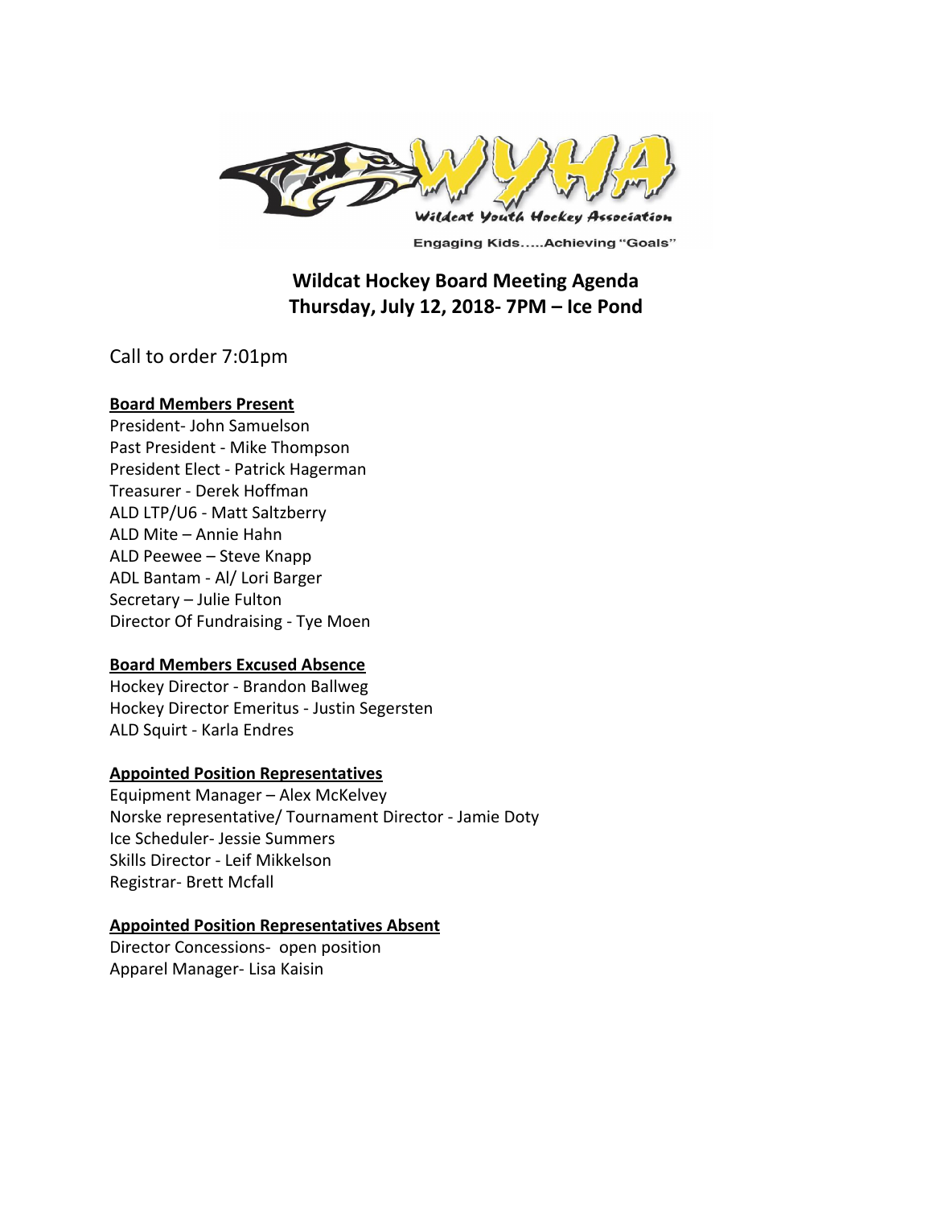# Wildcat Hockey Board Meeting Agenda
# Thursday, July 12, 2018- 7PM – Ice Pond

Call to order 7:01pm

**Board Members Present**

President- John Samuelson
Past President - Mike Thompson
President Elect - Patrick Hagerman
Treasurer - Derek Hoffman
ALD LTP/U6 - Matt Saltzberry
ALD Mite – Annie Hahn
ALD Peewee – Steve Knapp
ADL Bantam - Al/ Lori Barger
Secretary – Julie Fulton
Director Of Fundraising - Tye Moen

**Board Members Excused Absence**

Hockey Director - Brandon Ballweg
Hockey Director Emeritus - Justin Segersten
ALD Squirt - Karla Endres

**Appointed Position Representatives**

Equipment Manager – Alex McKelvey
Norske representative/ Tournament Director - Jamie Doty
Ice Scheduler- Jessie Summers
Skills Director - Leif Mikkelson
Registrar- Brett Mcfall

**Appointed Position Representatives Absent**

Director Concessions- open position
Apparel Manager- Lisa Kaisin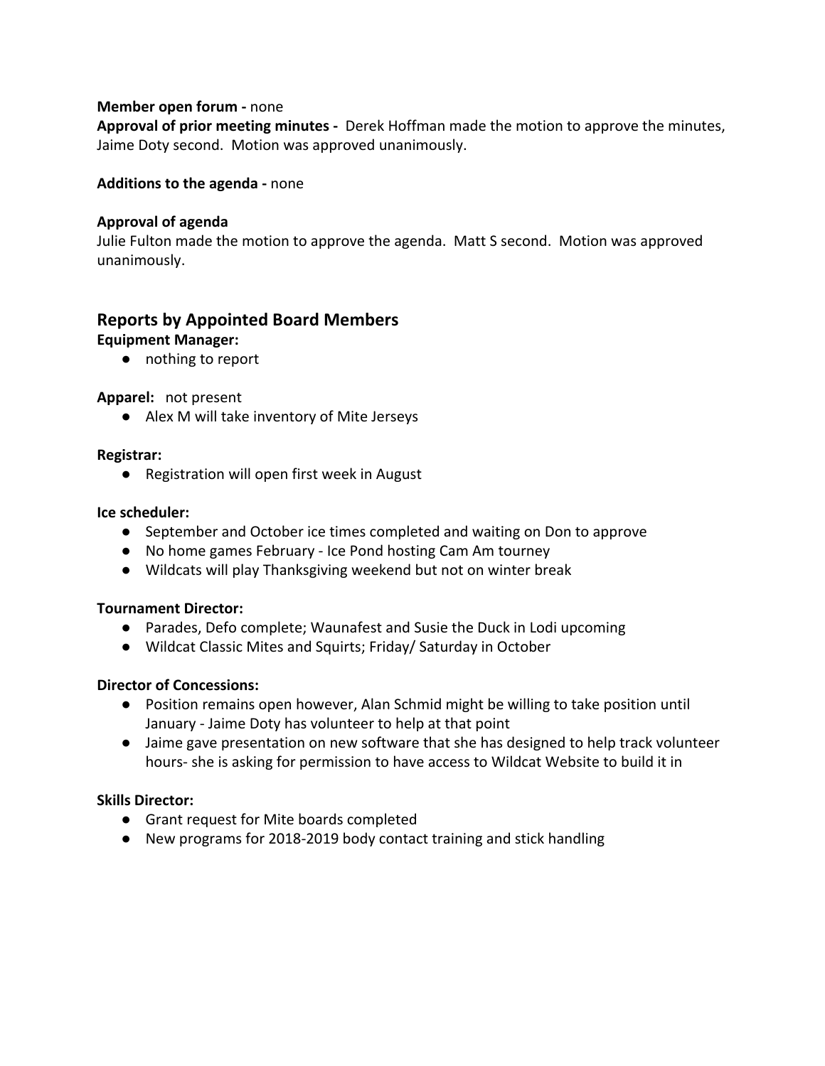**Member open forum -** none

**Approval of prior meeting minutes -** Derek Hoffman made the motion to approve the minutes, Jaime Doty second. Motion was approved unanimously.

**Additions to the agenda -** none

**Approval of agenda**

Julie Fulton made the motion to approve the agenda. Matt S second. Motion was approved unanimously.

## Reports by Appointed Board Members

**Equipment Manager:**

- nothing to report

**Apparel:** not present

- Alex M will take inventory of Mite Jerseys

**Registrar:**

- Registration will open first week in August

**Ice scheduler:**

- September and October ice times completed and waiting on Don to approve
- No home games February - Ice Pond hosting Cam Am tourney
- Wildcats will play Thanksgiving weekend but not on winter break

**Tournament Director:**

- Parades, Defo complete; Waunafest and Susie the Duck in Lodi upcoming
- Wildcat Classic Mites and Squirts; Friday/ Saturday in October

**Director of Concessions:**

- Position remains open however, Alan Schmid might be willing to take position until January - Jaime Doty has volunteer to help at that point
- Jaime gave presentation on new software that she has designed to help track volunteer hours- she is asking for permission to have access to Wildcat Website to build it in

**Skills Director:**

- Grant request for Mite boards completed
- New programs for 2018-2019 body contact training and stick handling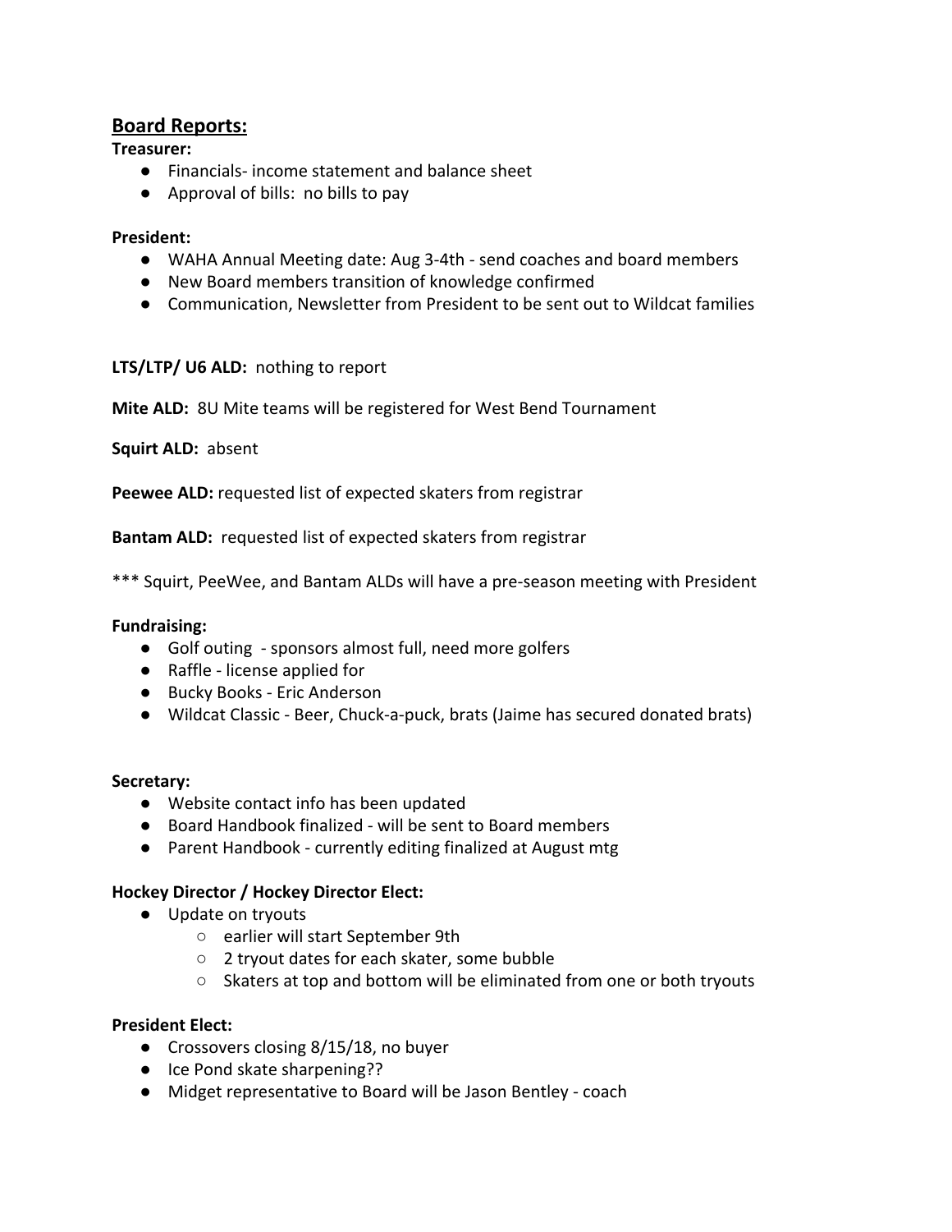## Board Reports:

**Treasurer:**

- Financials- income statement and balance sheet
- Approval of bills:  no bills to pay

**President:**

- WAHA Annual Meeting date: Aug 3-4th - send coaches and board members
- New Board members transition of knowledge confirmed
- Communication, Newsletter from President to be sent out to Wildcat families

**LTS/LTP/ U6 ALD:** nothing to report

**Mite ALD:** 8U Mite teams will be registered for West Bend Tournament

**Squirt ALD:** absent

**Peewee ALD:** requested list of expected skaters from registrar

**Bantam ALD:** requested list of expected skaters from registrar

*** Squirt, PeeWee, and Bantam ALDs will have a pre-season meeting with President

**Fundraising:**

- Golf outing  - sponsors almost full, need more golfers
- Raffle - license applied for
- Bucky Books - Eric Anderson
- Wildcat Classic - Beer, Chuck-a-puck, brats (Jaime has secured donated brats)

**Secretary:**

- Website contact info has been updated
- Board Handbook finalized - will be sent to Board members
- Parent Handbook - currently editing finalized at August mtg

**Hockey Director / Hockey Director Elect:**

- Update on tryouts
  - earlier will start September 9th
  - 2 tryout dates for each skater, some bubble
  - Skaters at top and bottom will be eliminated from one or both tryouts

**President Elect:**

- Crossovers closing 8/15/18, no buyer
- Ice Pond skate sharpening??
- Midget representative to Board will be Jason Bentley - coach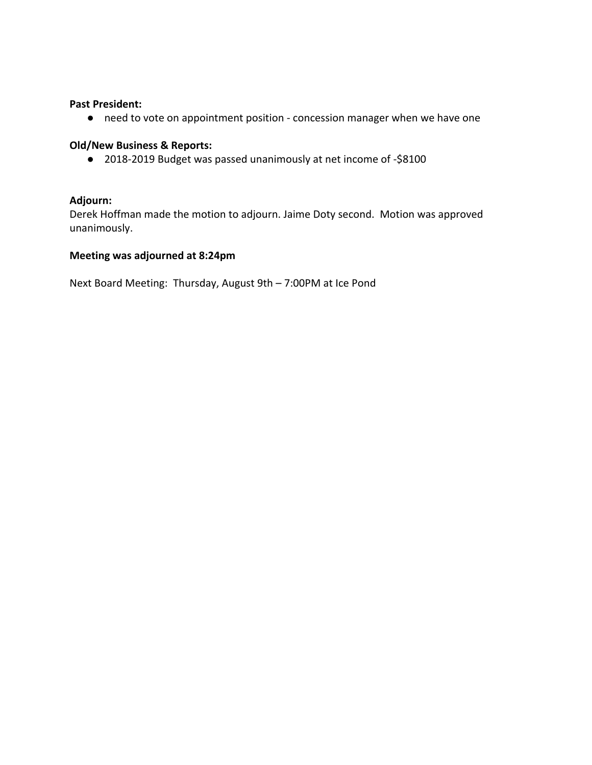**Past President:**

- need to vote on appointment position - concession manager when we have one

**Old/New Business & Reports:**

- 2018-2019 Budget was passed unanimously at net income of -$8100

**Adjourn:**

Derek Hoffman made the motion to adjourn. Jaime Doty second. Motion was approved unanimously.

**Meeting was adjourned at 8:24pm**

Next Board Meeting: Thursday, August 9th – 7:00PM at Ice Pond